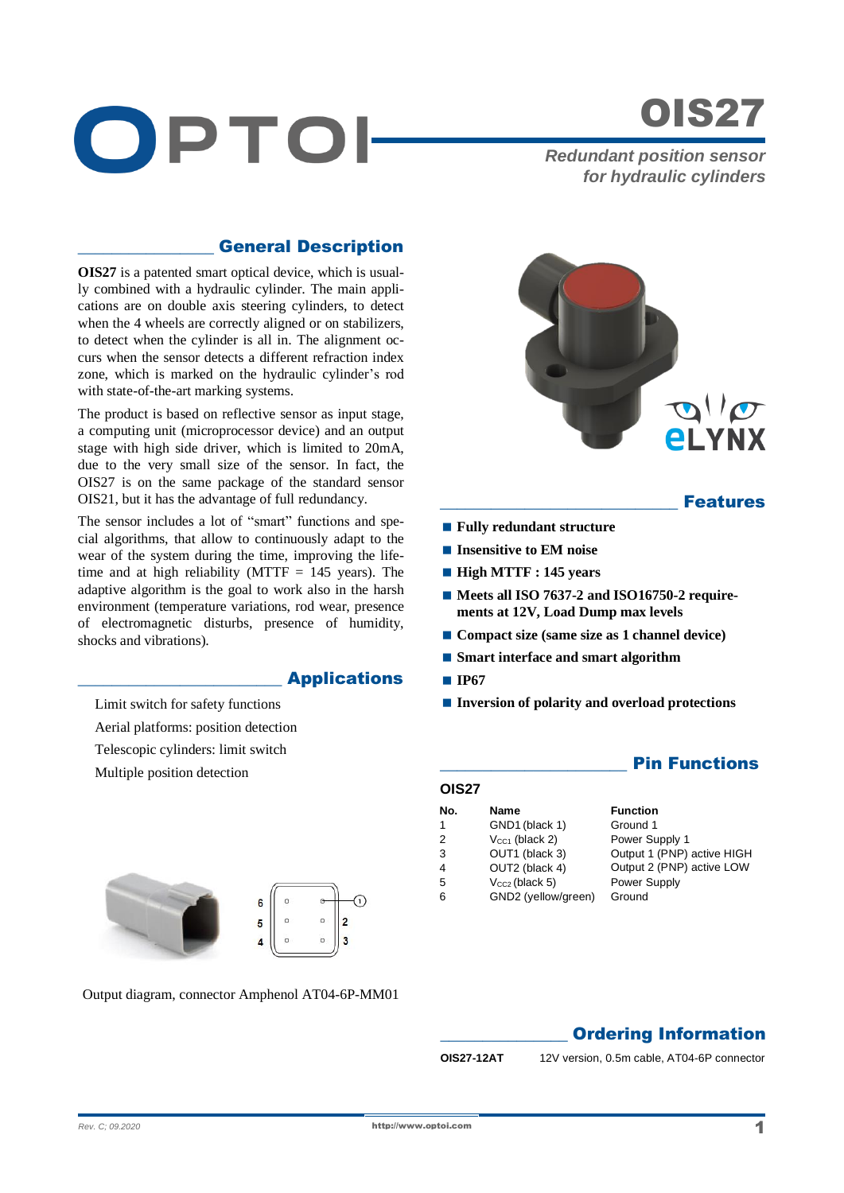# OIS27

*Redundant position sensor for hydraulic cylinders*

## General Description

**OIS27** is a patented smart optical device, which is usually combined with a hydraulic cylinder. The main applications are on double axis steering cylinders, to detect when the 4 wheels are correctly aligned or on stabilizers, to detect when the cylinder is all in. The alignment occurs when the sensor detects a different refraction index zone, which is marked on the hydraulic cylinder's rod with state-of-the-art marking systems.

The product is based on reflective sensor as input stage, a computing unit (microprocessor device) and an output stage with high side driver, which is limited to 20mA, due to the very small size of the sensor. In fact, the OIS27 is on the same package of the standard sensor OIS21, but it has the advantage of full redundancy.

The sensor includes a lot of "smart" functions and special algorithms, that allow to continuously adapt to the wear of the system during the time, improving the lifetime and at high reliability (MTTF = 145 years). The adaptive algorithm is the goal to work also in the harsh environment (temperature variations, rod wear, presence of electromagnetic disturbs, presence of humidity, shocks and vibrations).

## Applications

Limit switch for safety functions

Aerial platforms: position detection

Telescopic cylinders: limit switch

Multiple position detection

6
5
4
1
2
3

Output diagram, connector Amphenol AT04-6P-MM01

## Features

- **Fully redundant structure**
- **Insensitive to EM noise**
- **High MTTF : 145 years**
- **Meets all ISO 7637-2 and ISO16750-2 requirements at 12V, Load Dump max levels**
- **Compact size (same size as 1 channel device)**
- **Smart interface and smart algorithm**
- **IP67**
- **Inversion of polarity and overload protections**

## Pin Functions

**OIS27**

| No. | Name | Function |
|---|---|---|
| 1 | GND1 (black 1) | Ground 1 |
| 2 | $V_{CC1}$ (black 2) | Power Supply 1 |
| 3 | OUT1 (black 3) | Output 1 (PNP) active HIGH |
| 4 | OUT2 (black 4) | Output 2 (PNP) active LOW |
| 5 | $V_{CC2}$ (black 5) | Power Supply |
| 6 | GND2 (yellow/green) | Ground |

## Ordering Information

| | |
|---|---|
| **OIS27-12AT** | 12V version, 0.5m cable, AT04-6P connector |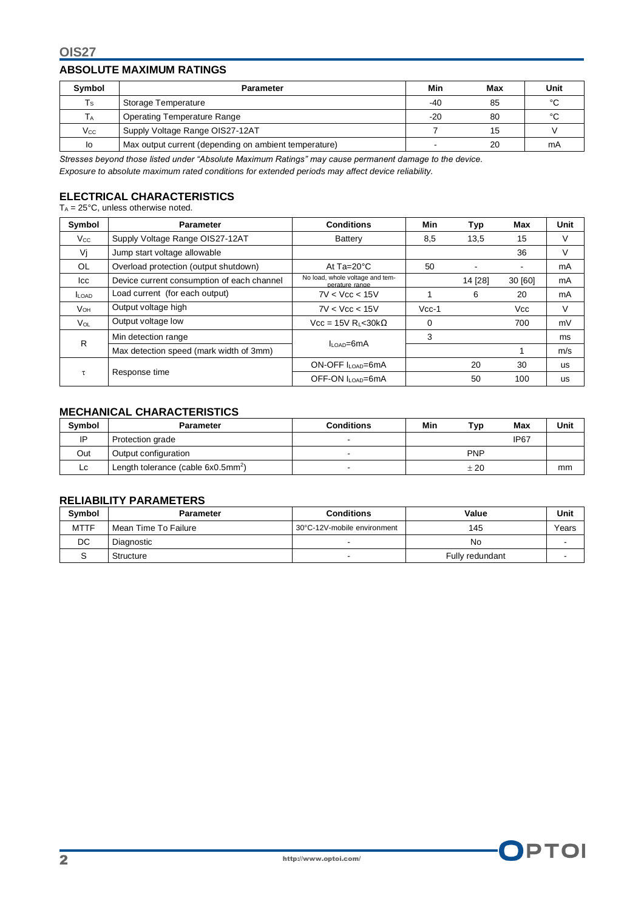## ABSOLUTE MAXIMUM RATINGS

| Symbol | Parameter | Min | Max | Unit |
|---|---|---|---|---|
| $T_S$ | Storage Temperature | -40 | 85 | °C |
| $T_A$ | Operating Temperature Range | -20 | 80 | °C |
| $V_{CC}$ | Supply Voltage Range OIS27-12AT | 7 | 15 | V |
| Io | Max output current (depending on ambient temperature) | - | 20 | mA |

*Stresses beyond those listed under "Absolute Maximum Ratings" may cause permanent damage to the device.*
*Exposure to absolute maximum rated conditions for extended periods may affect device reliability.*

## ELECTRICAL CHARACTERISTICS

$T_A$ = 25°C, unless otherwise noted.

| Symbol | Parameter | Conditions | Min | Typ | Max | Unit |
|---|---|---|---|---|---|---|
| $V_{CC}$ | Supply Voltage Range OIS27-12AT | Battery | 8,5 | 13,5 | 15 | V |
| Vj | Jump start voltage allowable | | | | 36 | V |
| OL | Overload protection (output shutdown) | At Ta=20°C | 50 | - | - | mA |
| Icc | Device current consumption of each channel | No load, whole voltage and temperature range | | 14 [28] | 30 [60] | mA |
| $I_{LOAD}$ | Load current (for each output) | 7V < Vcc < 15V | 1 | 6 | 20 | mA |
| $V_{OH}$ | Output voltage high | 7V < Vcc < 15V | Vcc-1 | | Vcc | V |
| $V_{OL}$ | Output voltage low | Vcc = 15V $R_L$<30kΩ | 0 | | 700 | mV |
| R | Min detection range | $I_{LOAD}$=6mA | 3 | | | ms |
| | Max detection speed (mark width of 3mm) | | | | 1 | m/s |
| τ | Response time | ON-OFF $I_{LOAD}$=6mA | | 20 | 30 | us |
| | | OFF-ON $I_{LOAD}$=6mA | | 50 | 100 | us |

## MECHANICAL CHARACTERISTICS

| Symbol | Parameter | Conditions | Min | Typ | Max | Unit |
|---|---|---|---|---|---|---|
| IP | Protection grade | - | | | IP67 | |
| Out | Output configuration | - | | PNP | | |
| Lc | Length tolerance (cable 6x0.5mm$^2$) | - | | ± 20 | | mm |

## RELIABILITY PARAMETERS

| Symbol | Parameter | Conditions | Value | Unit |
|---|---|---|---|---|
| MTTF | Mean Time To Failure | 30°C-12V-mobile environment | 145 | Years |
| DC | Diagnostic | - | No | - |
| S | Structure | - | Fully redundant | - |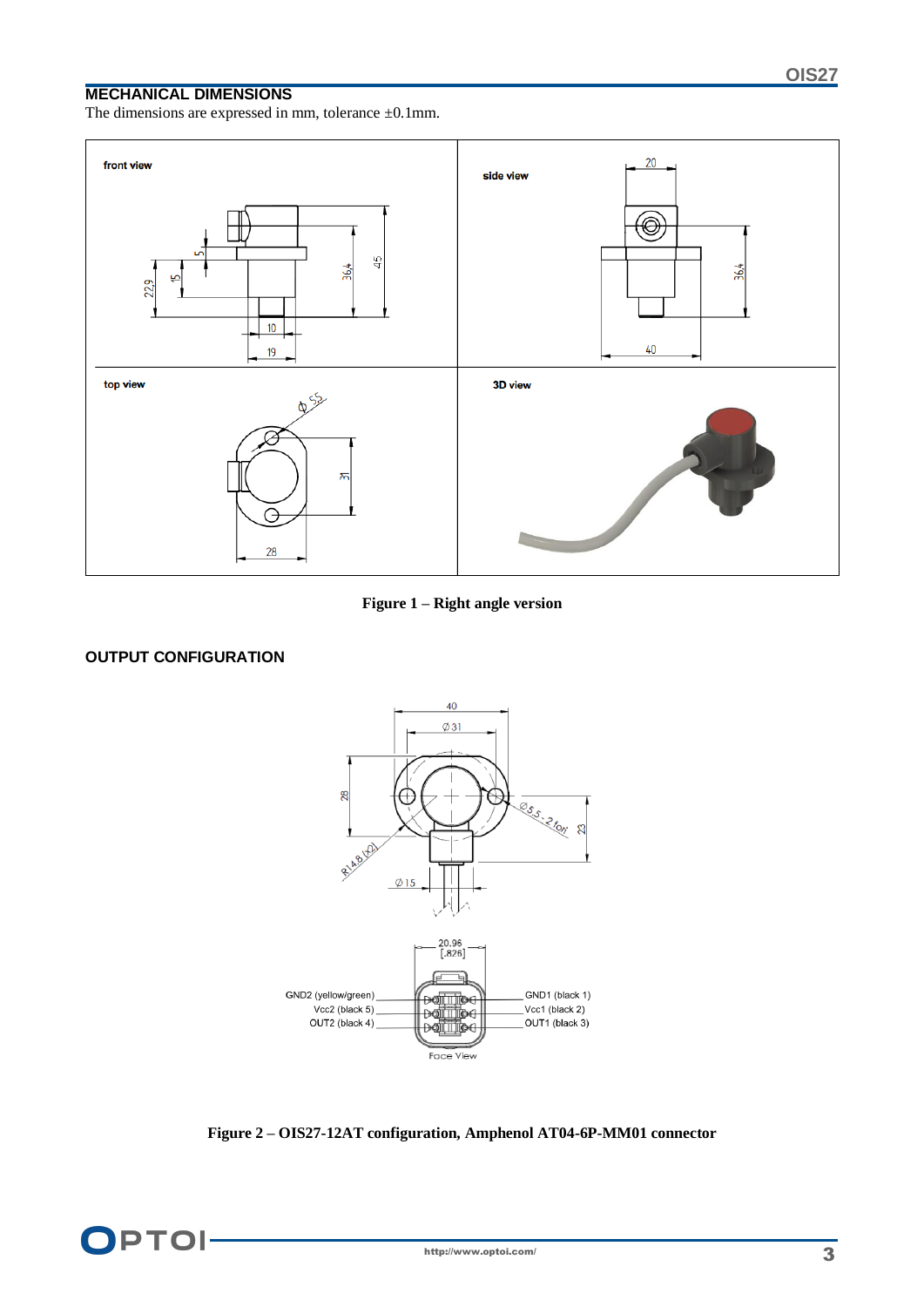## MECHANICAL DIMENSIONS

The dimensions are expressed in mm, tolerance ±0.1mm.

front view

5
15
22.9
36.4
45
10
19

side view

20
36.4
40

top view

Φ 5.5
31
28

3D view

**Figure 1 – Right angle version**

## OUTPUT CONFIGURATION

40
Ø 31
28
Ø 5.5 - 2 fori
23
R14.8 (x2)
Ø 15

20.96
[.826]

GND2 (yellow/green)
Vcc2 (black 5)
OUT2 (black 4)
GND1 (black 1)
Vcc1 (black 2)
OUT1 (black 3)

Face View

**Figure 2 – OIS27-12AT configuration, Amphenol AT04-6P-MM01 connector**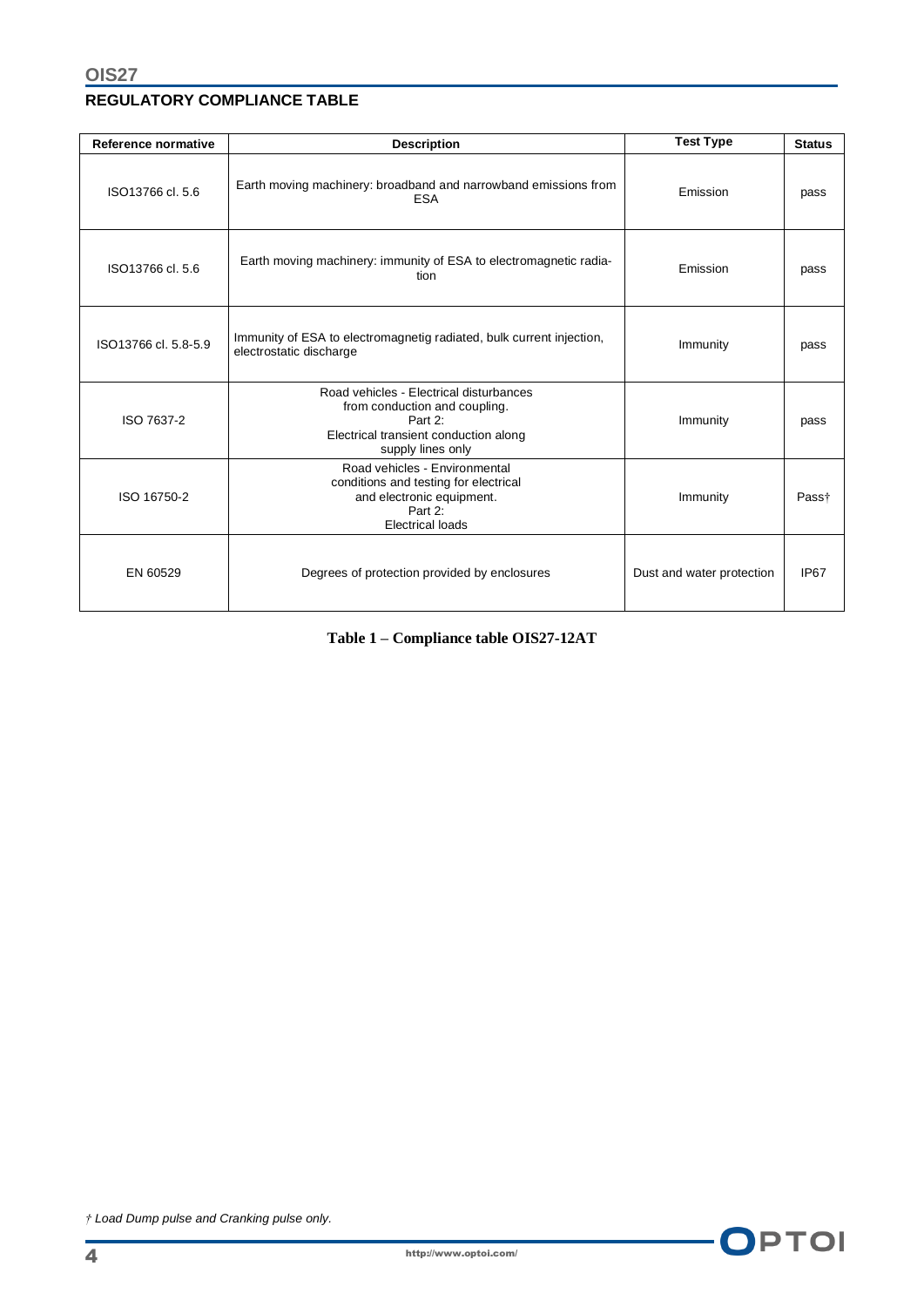## REGULATORY COMPLIANCE TABLE

| Reference normative | Description | Test Type | Status |
|---|---|---|---|
| ISO13766 cl. 5.6 | Earth moving machinery: broadband and narrowband emissions from ESA | Emission | pass |
| ISO13766 cl. 5.6 | Earth moving machinery: immunity of ESA to electromagnetic radiation | Emission | pass |
| ISO13766 cl. 5.8-5.9 | Immunity of ESA to electromagnetig radiated, bulk current injection, electrostatic discharge | Immunity | pass |
| ISO 7637-2 | Road vehicles - Electrical disturbances from conduction and coupling. Part 2: Electrical transient conduction along supply lines only | Immunity | pass |
| ISO 16750-2 | Road vehicles - Environmental conditions and testing for electrical and electronic equipment. Part 2: Electrical loads | Immunity | Pass† |
| EN 60529 | Degrees of protection provided by enclosures | Dust and water protection | IP67 |

**Table 1 – Compliance table OIS27-12AT**

*† Load Dump pulse and Cranking pulse only.*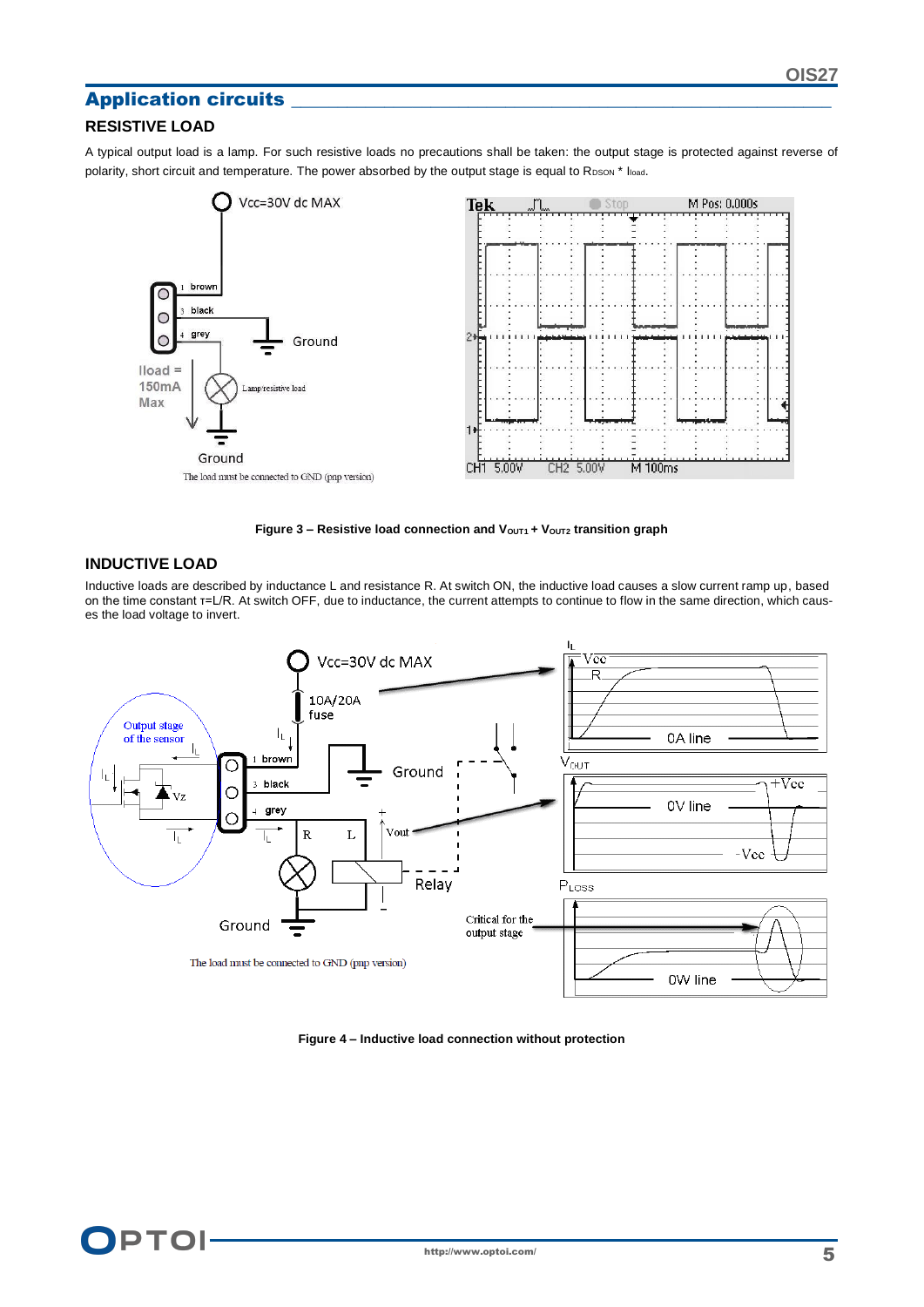## Application circuits

### RESISTIVE LOAD

A typical output load is a lamp. For such resistive loads no precautions shall be taken: the output stage is protected against reverse of polarity, short circuit and temperature. The power absorbed by the output stage is equal to $R_{DSON}$ * $I_{load}$.

**Figure 3 – Resistive load connection and $V_{OUT1}$ + $V_{OUT2}$ transition graph**

### INDUCTIVE LOAD

Inductive loads are described by inductance L and resistance R. At switch ON, the inductive load causes a slow current ramp up, based on the time constant τ=L/R. At switch OFF, due to inductance, the current attempts to continue to flow in the same direction, which causes the load voltage to invert.

**Figure 4 – Inductive load connection without protection**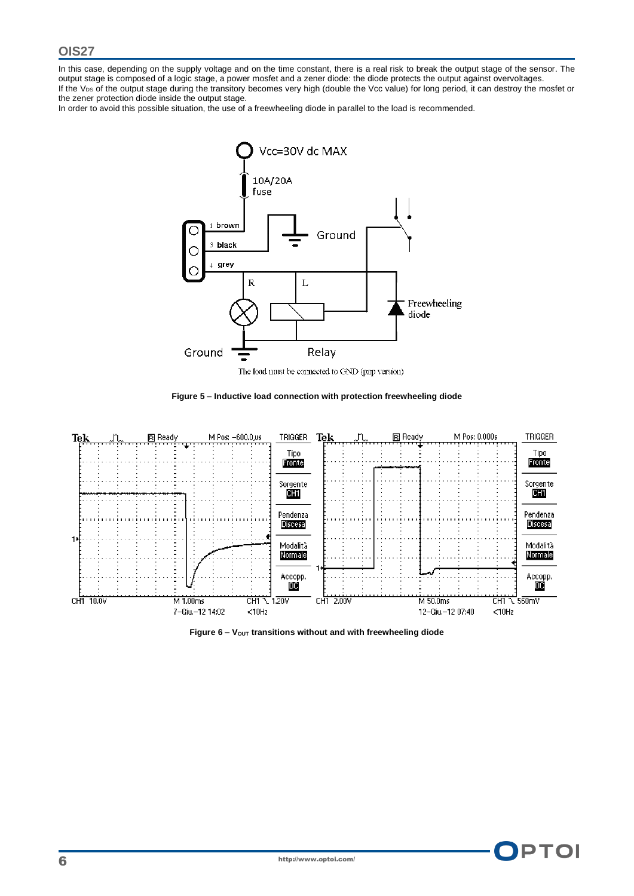In this case, depending on the supply voltage and on the time constant, there is a real risk to break the output stage of the sensor. The output stage is composed of a logic stage, a power mosfet and a zener diode: the diode protects the output against overvoltages.
If the $V_{DS}$ of the output stage during the transitory becomes very high (double the Vcc value) for long period, it can destroy the mosfet or the zener protection diode inside the output stage.
In order to avoid this possible situation, the use of a freewheeling diode in parallel to the load is recommended.

Vcc=30V dc MAX
10A/20A fuse
1 brown
3 black
4 grey
Ground
R
L
Freewheeling diode
Ground
Relay
The load must be connected to GND (pnp version)

**Figure 5 – Inductive load connection with protection freewheeling diode**

Tek Ready M Pos: -600.0µs TRIGGER Tipo Fronte Sorgente CH1 Pendenza Discesa Modalità Normale Accopp. DC
CH1 10.0V M 1.00ms CH1 ╲ 1.20V
7-Giu.-12 14:02 <10Hz

Tek Ready M Pos: 0.000s TRIGGER Tipo Fronte Sorgente CH1 Pendenza Discesa Modalità Normale Accopp. DC
CH1 2.00V M 50.0ms CH1 ╲ 560mV
12-Giu.-12 07:40 <10Hz

**Figure 6 – $V_{OUT}$ transitions without and with freewheeling diode**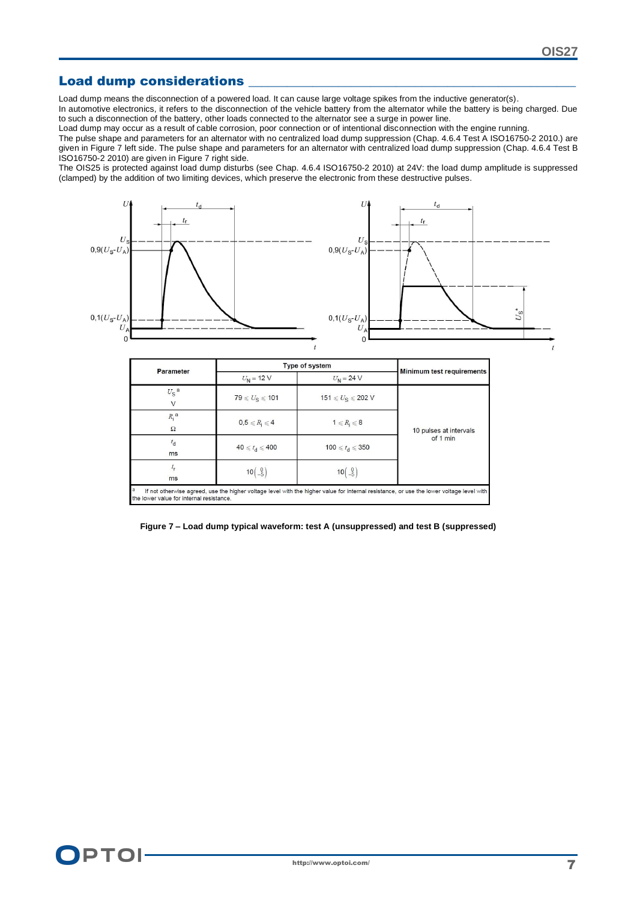## Load dump considerations

Load dump means the disconnection of a powered load. It can cause large voltage spikes from the inductive generator(s).
In automotive electronics, it refers to the disconnection of the vehicle battery from the alternator while the battery is being charged. Due to such a disconnection of the battery, other loads connected to the alternator see a surge in power line.
Load dump may occur as a result of cable corrosion, poor connection or of intentional disconnection with the engine running.
The pulse shape and parameters for an alternator with no centralized load dump suppression (Chap. 4.6.4 Test A ISO16750-2 2010.) are given in Figure 7 left side. The pulse shape and parameters for an alternator with centralized load dump suppression (Chap. 4.6.4 Test B ISO16750-2 2010) are given in Figure 7 right side.
The OIS25 is protected against load dump disturbs (see Chap. 4.6.4 ISO16750-2 2010) at 24V: the load dump amplitude is suppressed (clamped) by the addition of two limiting devices, which preserve the electronic from these destructive pulses.

U
$t_d$
$t_r$
$U_S$
$0,9(U_S-U_A)$
$0,1(U_S-U_A)$
$U_A$
0
t

U
$t_d$
$t_r$
$U_S$
$0,9(U_S-U_A)$
$U_S^*$
$0,1(U_S-U_A)$
$U_A$
0
t

| Parameter | Type of system | | Minimum test requirements |
|---|---|---|---|
| | $U_N = 12$ V | $U_N = 24$ V | |
| $U_S$ [a] V | $79 \leqslant U_S \leqslant 101$ | $151 \leqslant U_S \leqslant 202$ V | 10 pulses at intervals of 1 min |
| $R_i$ [a] Ω | $0,5 \leqslant R_i \leqslant 4$ | $1 \leqslant R_i \leqslant 8$ | |
| $t_d$ ms | $40 \leqslant t_d \leqslant 400$ | $100 \leqslant t_d \leqslant 350$ | |
| $t_r$ ms | $10\left(\begin{smallmatrix}0\\-5\end{smallmatrix}\right)$ | $10\left(\begin{smallmatrix}0\\-5\end{smallmatrix}\right)$ | |

[a] If not otherwise agreed, use the higher voltage level with the higher value for internal resistance, or use the lower voltage level with the lower value for internal resistance.

**Figure 7 – Load dump typical waveform: test A (unsuppressed) and test B (suppressed)**